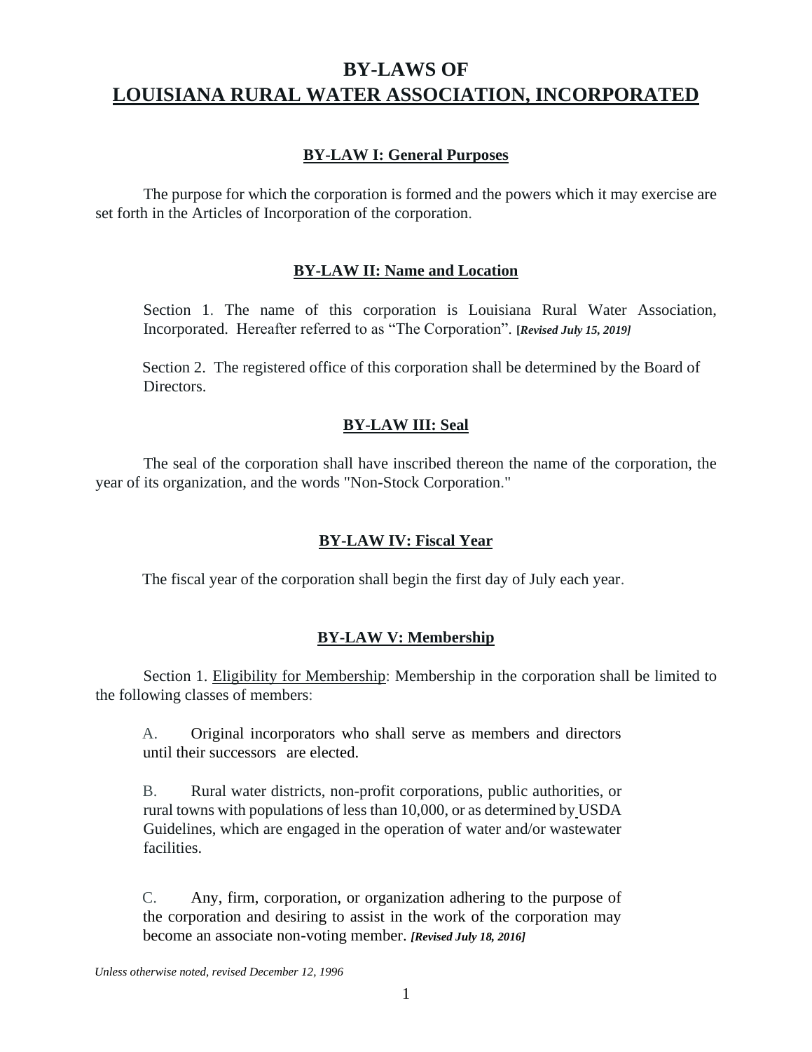# BY-LAWS OF
# LOUISIANA RURAL WATER ASSOCIATION, INCORPORATED

## BY-LAW I: General Purposes

The purpose for which the corporation is formed and the powers which it may exercise are set forth in the Articles of Incorporation of the corporation.

## BY-LAW II: Name and Location

Section 1. The name of this corporation is Louisiana Rural Water Association, Incorporated. Hereafter referred to as "The Corporation". **[*Revised July 15, 2019]***

Section 2. The registered office of this corporation shall be determined by the Board of Directors.

## BY-LAW III: Seal

The seal of the corporation shall have inscribed thereon the name of the corporation, the year of its organization, and the words "Non-Stock Corporation."

## BY-LAW IV: Fiscal Year

The fiscal year of the corporation shall begin the first day of July each year.

## BY-LAW V: Membership

Section 1. Eligibility for Membership: Membership in the corporation shall be limited to the following classes of members:

A. Original incorporators who shall serve as members and directors until their successors are elected.

B. Rural water districts, non-profit corporations, public authorities, or rural towns with populations of less than 10,000, or as determined by USDA Guidelines, which are engaged in the operation of water and/or wastewater facilities.

C. Any, firm, corporation, or organization adhering to the purpose of the corporation and desiring to assist in the work of the corporation may become an associate non-voting member. ***[Revised July 18, 2016]***

*Unless otherwise noted, revised December 12, 1996*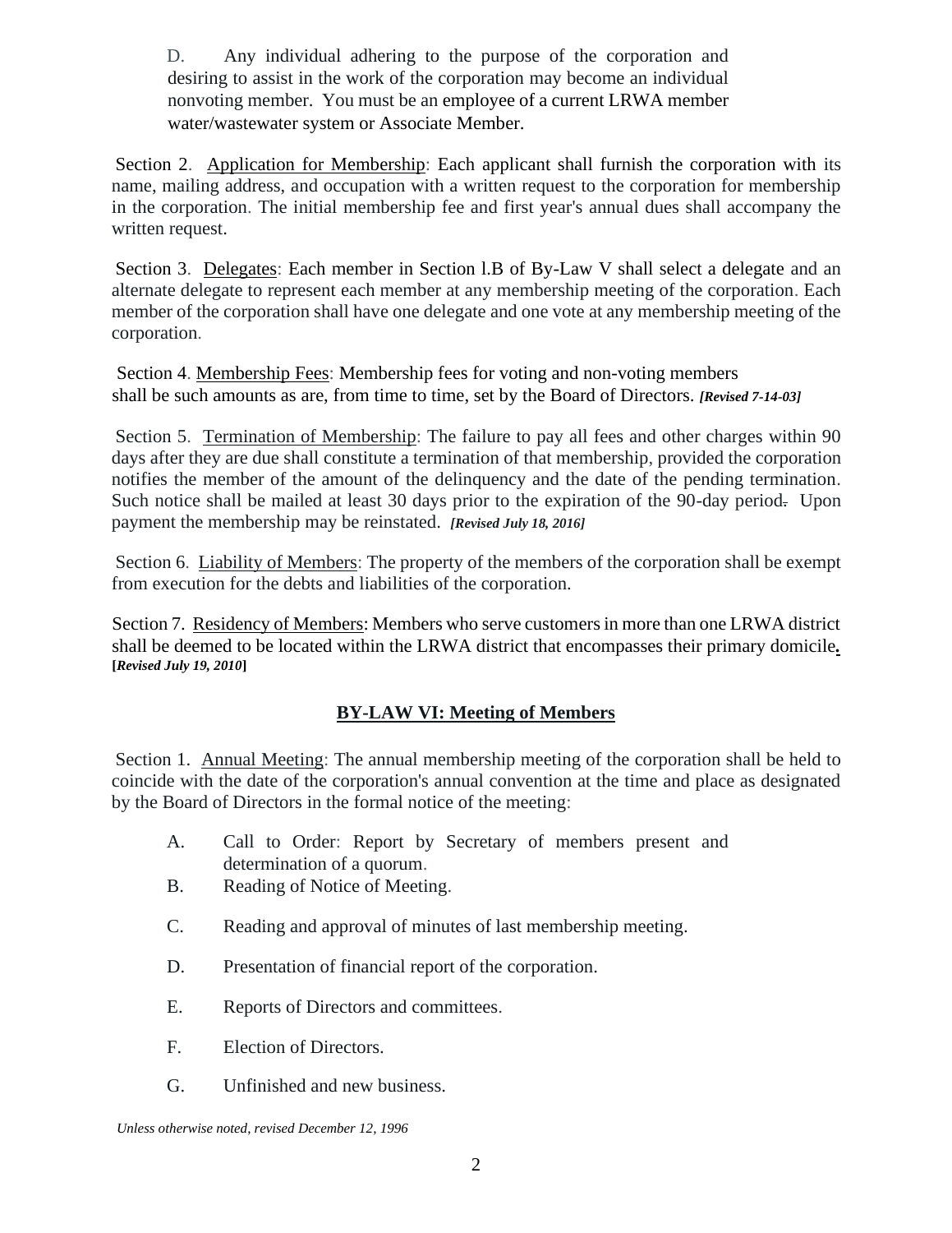D. Any individual adhering to the purpose of the corporation and desiring to assist in the work of the corporation may become an individual nonvoting member. You must be an employee of a current LRWA member water/wastewater system or Associate Member.

Section 2. Application for Membership: Each applicant shall furnish the corporation with its name, mailing address, and occupation with a written request to the corporation for membership in the corporation. The initial membership fee and first year's annual dues shall accompany the written request.

Section 3. Delegates: Each member in Section l.B of By-Law V shall select a delegate and an alternate delegate to represent each member at any membership meeting of the corporation. Each member of the corporation shall have one delegate and one vote at any membership meeting of the corporation.

Section 4. Membership Fees: Membership fees for voting and non-voting members shall be such amounts as are, from time to time, set by the Board of Directors. ***[Revised 7-14-03]***

Section 5. Termination of Membership: The failure to pay all fees and other charges within 90 days after they are due shall constitute a termination of that membership, provided the corporation notifies the member of the amount of the delinquency and the date of the pending termination. Such notice shall be mailed at least 30 days prior to the expiration of the 90-day period. Upon payment the membership may be reinstated. ***[Revised July 18, 2016]***

Section 6. Liability of Members: The property of the members of the corporation shall be exempt from execution for the debts and liabilities of the corporation.

Section 7. Residency of Members: Members who serve customers in more than one LRWA district shall be deemed to be located within the LRWA district that encompasses their primary domicile. **[*Revised July 19, 2010*]**

## BY-LAW VI: Meeting of Members

Section 1. Annual Meeting: The annual membership meeting of the corporation shall be held to coincide with the date of the corporation's annual convention at the time and place as designated by the Board of Directors in the formal notice of the meeting:

A. Call to Order: Report by Secretary of members present and determination of a quorum.

B. Reading of Notice of Meeting.

C. Reading and approval of minutes of last membership meeting.

D. Presentation of financial report of the corporation.

E. Reports of Directors and committees.

F. Election of Directors.

G. Unfinished and new business.

*Unless otherwise noted, revised December 12, 1996*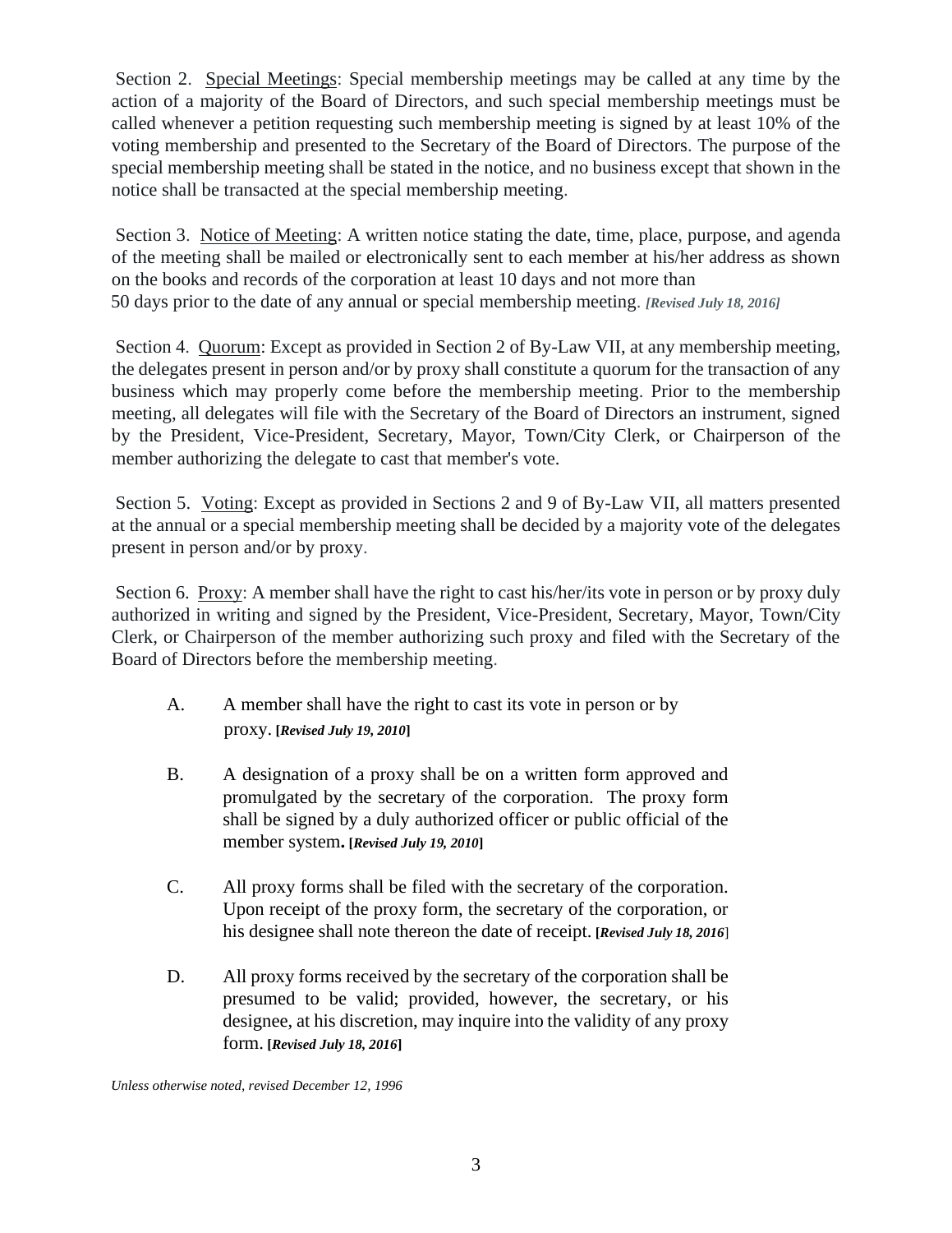Section 2. <u>Special Meetings</u>: Special membership meetings may be called at any time by the action of a majority of the Board of Directors, and such special membership meetings must be called whenever a petition requesting such membership meeting is signed by at least 10% of the voting membership and presented to the Secretary of the Board of Directors. The purpose of the special membership meeting shall be stated in the notice, and no business except that shown in the notice shall be transacted at the special membership meeting.

Section 3. <u>Notice of Meeting</u>: A written notice stating the date, time, place, purpose, and agenda of the meeting shall be mailed or electronically sent to each member at his/her address as shown on the books and records of the corporation at least 10 days and not more than 50 days prior to the date of any annual or special membership meeting. ***[Revised July 18, 2016]***

Section 4. <u>Quorum</u>: Except as provided in Section 2 of By-Law VII, at any membership meeting, the delegates present in person and/or by proxy shall constitute a quorum for the transaction of any business which may properly come before the membership meeting. Prior to the membership meeting, all delegates will file with the Secretary of the Board of Directors an instrument, signed by the President, Vice-President, Secretary, Mayor, Town/City Clerk, or Chairperson of the member authorizing the delegate to cast that member's vote.

Section 5. <u>Voting</u>: Except as provided in Sections 2 and 9 of By-Law VII, all matters presented at the annual or a special membership meeting shall be decided by a majority vote of the delegates present in person and/or by proxy.

Section 6. <u>Proxy</u>: A member shall have the right to cast his/her/its vote in person or by proxy duly authorized in writing and signed by the President, Vice-President, Secretary, Mayor, Town/City Clerk, or Chairperson of the member authorizing such proxy and filed with the Secretary of the Board of Directors before the membership meeting.

A. A member shall have the right to cast its vote in person or by proxy. **[*Revised July 19, 2010*]**

B. A designation of a proxy shall be on a written form approved and promulgated by the secretary of the corporation. The proxy form shall be signed by a duly authorized officer or public official of the member system**.** **[*Revised July 19, 2010*]**

C. All proxy forms shall be filed with the secretary of the corporation. Upon receipt of the proxy form, the secretary of the corporation, or his designee shall note thereon the date of receipt. **[*Revised July 18, 2016*]**

D. All proxy forms received by the secretary of the corporation shall be presumed to be valid; provided, however, the secretary, or his designee, at his discretion, may inquire into the validity of any proxy form. **[*Revised July 18, 2016*]**

*Unless otherwise noted, revised December 12, 1996*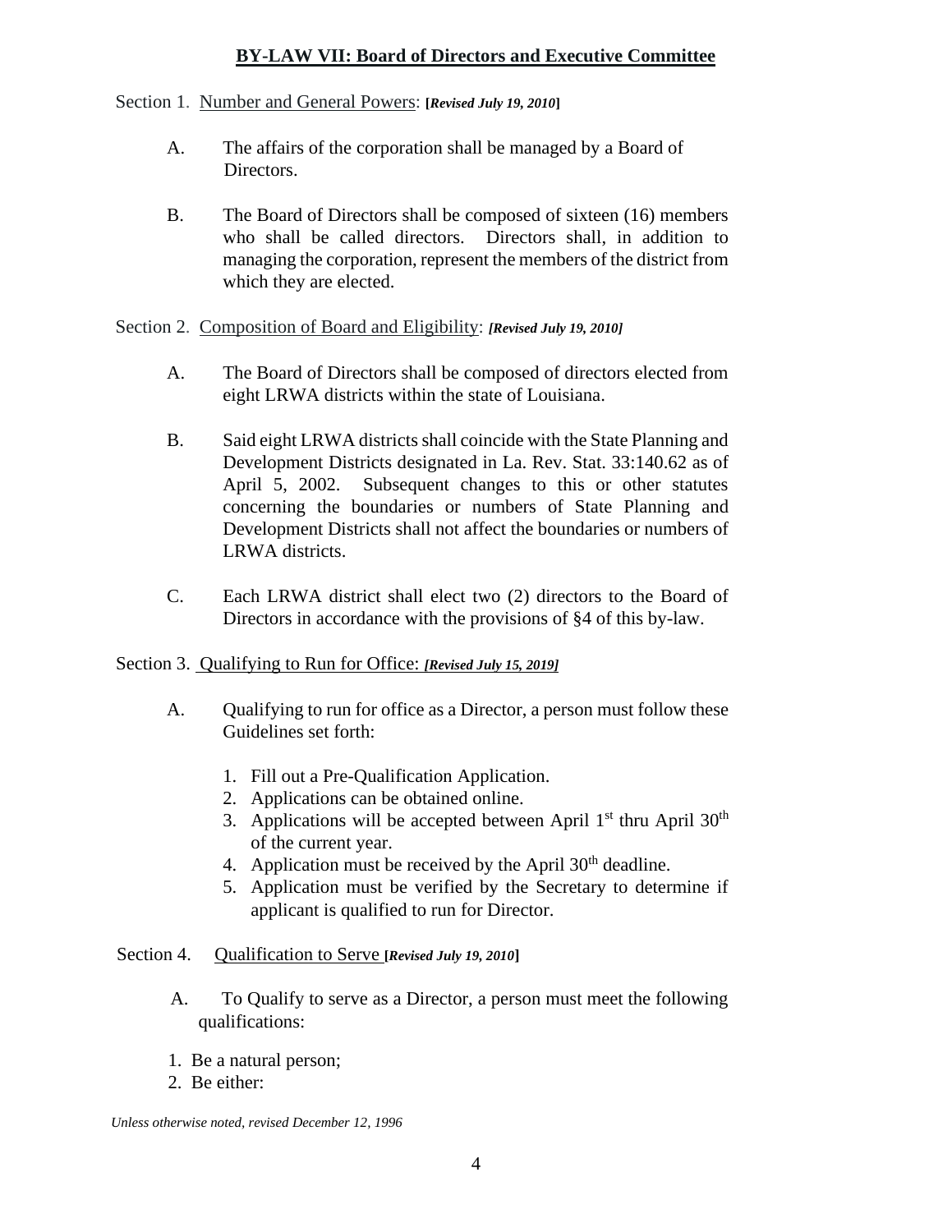## BY-LAW VII: Board of Directors and Executive Committee

Section 1. Number and General Powers: **[*Revised July 19, 2010*]**

A. The affairs of the corporation shall be managed by a Board of Directors.

B. The Board of Directors shall be composed of sixteen (16) members who shall be called directors. Directors shall, in addition to managing the corporation, represent the members of the district from which they are elected.

Section 2. Composition of Board and Eligibility: ***[Revised July 19, 2010]***

A. The Board of Directors shall be composed of directors elected from eight LRWA districts within the state of Louisiana.

B. Said eight LRWA districts shall coincide with the State Planning and Development Districts designated in La. Rev. Stat. 33:140.62 as of April 5, 2002. Subsequent changes to this or other statutes concerning the boundaries or numbers of State Planning and Development Districts shall not affect the boundaries or numbers of LRWA districts.

C. Each LRWA district shall elect two (2) directors to the Board of Directors in accordance with the provisions of §4 of this by-law.

Section 3. Qualifying to Run for Office: ***[Revised July 15, 2019]***

A. Qualifying to run for office as a Director, a person must follow these Guidelines set forth:

1. Fill out a Pre-Qualification Application.
2. Applications can be obtained online.
3. Applications will be accepted between April 1st thru April 30th of the current year.
4. Application must be received by the April 30th deadline.
5. Application must be verified by the Secretary to determine if applicant is qualified to run for Director.

Section 4. Qualification to Serve **[*Revised July 19, 2010*]**

A. To Qualify to serve as a Director, a person must meet the following qualifications:

1. Be a natural person;
2. Be either:

*Unless otherwise noted, revised December 12, 1996*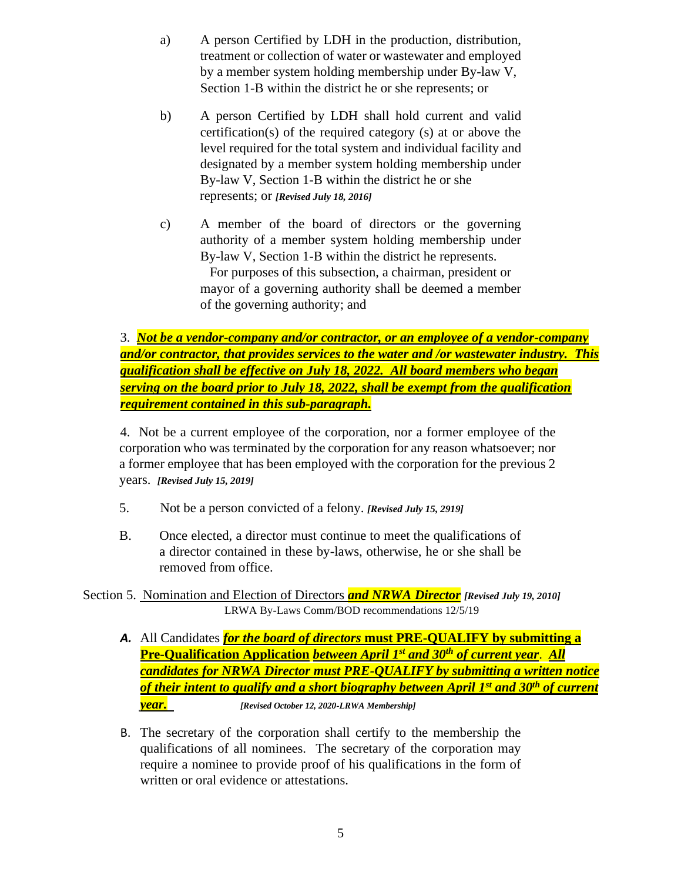a) A person Certified by LDH in the production, distribution, treatment or collection of water or wastewater and employed by a member system holding membership under By-law V, Section 1-B within the district he or she represents; or

b) A person Certified by LDH shall hold current and valid certification(s) of the required category (s) at or above the level required for the total system and individual facility and designated by a member system holding membership under By-law V, Section 1-B within the district he or she represents; or ***[Revised July 18, 2016]***

c) A member of the board of directors or the governing authority of a member system holding membership under By-law V, Section 1-B within the district he represents. For purposes of this subsection, a chairman, president or mayor of a governing authority shall be deemed a member of the governing authority; and

3. ***Not be a vendor-company and/or contractor, or an employee of a vendor-company and/or contractor, that provides services to the water and /or wastewater industry. This qualification shall be effective on July 18, 2022. All board members who began serving on the board prior to July 18, 2022, shall be exempt from the qualification requirement contained in this sub-paragraph.***

4. Not be a current employee of the corporation, nor a former employee of the corporation who was terminated by the corporation for any reason whatsoever; nor a former employee that has been employed with the corporation for the previous 2 years. ***[Revised July 15, 2019]***

5. Not be a person convicted of a felony. ***[Revised July 15, 2919]***

B. Once elected, a director must continue to meet the qualifications of a director contained in these by-laws, otherwise, he or she shall be removed from office.

Section 5. Nomination and Election of Directors ***and NRWA Director*** ***[Revised July 19, 2010]***
LRWA By-Laws Comm/BOD recommendations 12/5/19

**A.** All Candidates ***for the board of directors*** **must PRE-QUALIFY by submitting a Pre-Qualification Application** ***between April 1st and 30th of current year***. ***All candidates for NRWA Director must PRE-QUALIFY by submitting a written notice of their intent to qualify and a short biography between April 1st and 30th of current year.*** ***[Revised October 12, 2020-LRWA Membership]***

B. The secretary of the corporation shall certify to the membership the qualifications of all nominees. The secretary of the corporation may require a nominee to provide proof of his qualifications in the form of written or oral evidence or attestations.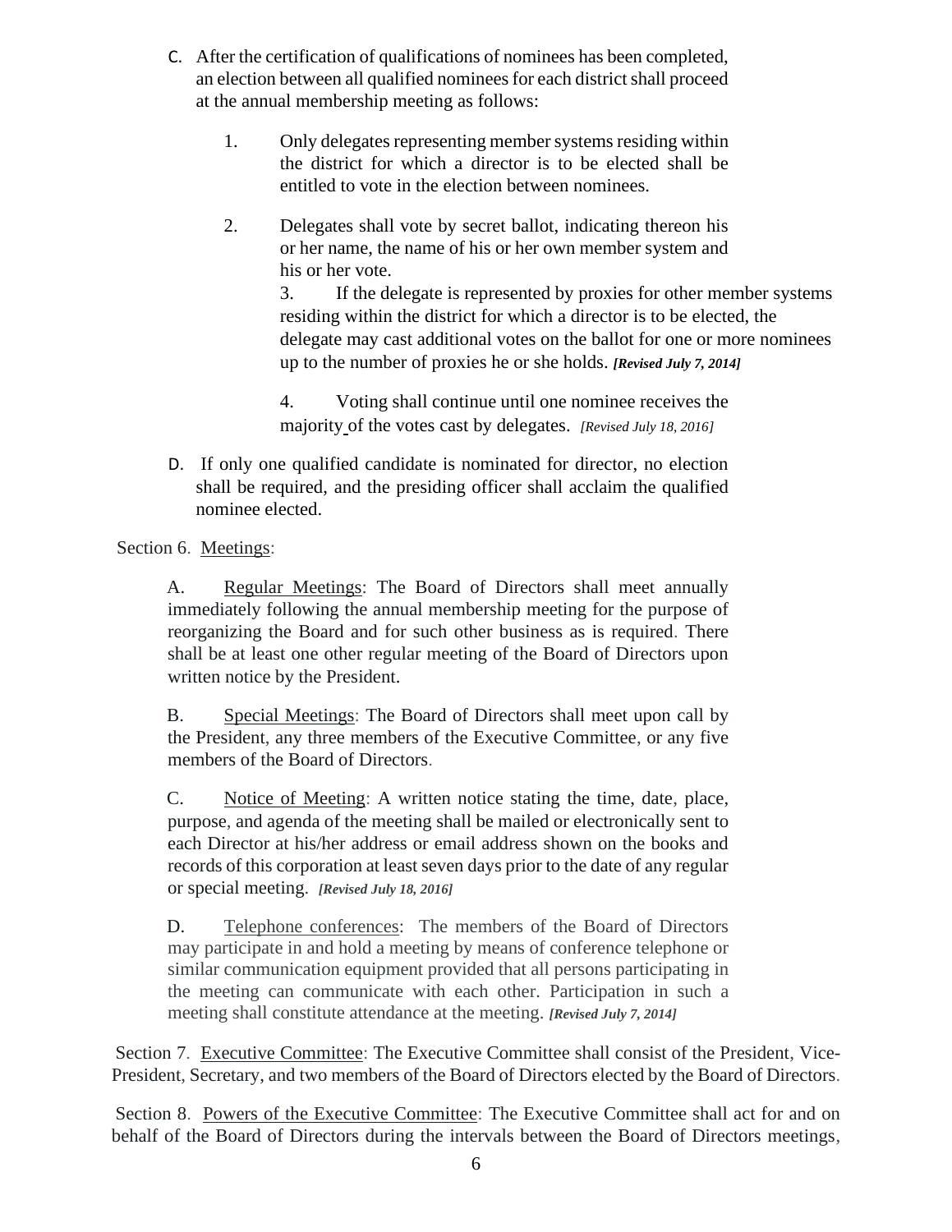C. After the certification of qualifications of nominees has been completed, an election between all qualified nominees for each district shall proceed at the annual membership meeting as follows:

1. Only delegates representing member systems residing within the district for which a director is to be elected shall be entitled to vote in the election between nominees.

2. Delegates shall vote by secret ballot, indicating thereon his or her name, the name of his or her own member system and his or her vote.

3. If the delegate is represented by proxies for other member systems residing within the district for which a director is to be elected, the delegate may cast additional votes on the ballot for one or more nominees up to the number of proxies he or she holds. ***[Revised July 7, 2014]***

4. Voting shall continue until one nominee receives the majority of the votes cast by delegates. *[Revised July 18, 2016]*

D. If only one qualified candidate is nominated for director, no election shall be required, and the presiding officer shall acclaim the qualified nominee elected.

Section 6. Meetings:

A. Regular Meetings: The Board of Directors shall meet annually immediately following the annual membership meeting for the purpose of reorganizing the Board and for such other business as is required. There shall be at least one other regular meeting of the Board of Directors upon written notice by the President.

B. Special Meetings: The Board of Directors shall meet upon call by the President, any three members of the Executive Committee, or any five members of the Board of Directors.

C. Notice of Meeting: A written notice stating the time, date, place, purpose, and agenda of the meeting shall be mailed or electronically sent to each Director at his/her address or email address shown on the books and records of this corporation at least seven days prior to the date of any regular or special meeting. ***[Revised July 18, 2016]***

D. Telephone conferences: The members of the Board of Directors may participate in and hold a meeting by means of conference telephone or similar communication equipment provided that all persons participating in the meeting can communicate with each other. Participation in such a meeting shall constitute attendance at the meeting. ***[Revised July 7, 2014]***

Section 7. Executive Committee: The Executive Committee shall consist of the President, Vice-President, Secretary, and two members of the Board of Directors elected by the Board of Directors.

Section 8. Powers of the Executive Committee: The Executive Committee shall act for and on behalf of the Board of Directors during the intervals between the Board of Directors meetings,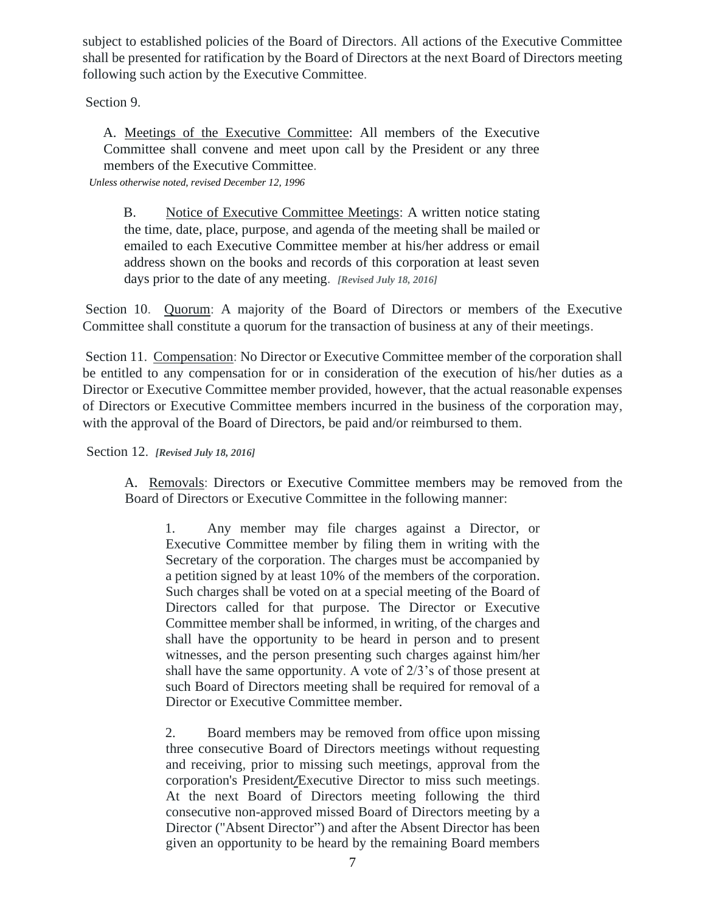subject to established policies of the Board of Directors. All actions of the Executive Committee shall be presented for ratification by the Board of Directors at the next Board of Directors meeting following such action by the Executive Committee.

Section 9.

A. Meetings of the Executive Committee: All members of the Executive Committee shall convene and meet upon call by the President or any three members of the Executive Committee.

*Unless otherwise noted, revised December 12, 1996*

B. Notice of Executive Committee Meetings: A written notice stating the time, date, place, purpose, and agenda of the meeting shall be mailed or emailed to each Executive Committee member at his/her address or email address shown on the books and records of this corporation at least seven days prior to the date of any meeting. ***[Revised July 18, 2016]***

Section 10. Quorum: A majority of the Board of Directors or members of the Executive Committee shall constitute a quorum for the transaction of business at any of their meetings.

Section 11. Compensation: No Director or Executive Committee member of the corporation shall be entitled to any compensation for or in consideration of the execution of his/her duties as a Director or Executive Committee member provided, however, that the actual reasonable expenses of Directors or Executive Committee members incurred in the business of the corporation may, with the approval of the Board of Directors, be paid and/or reimbursed to them.

Section 12. ***[Revised July 18, 2016]***

A. Removals: Directors or Executive Committee members may be removed from the Board of Directors or Executive Committee in the following manner:

1. Any member may file charges against a Director, or Executive Committee member by filing them in writing with the Secretary of the corporation. The charges must be accompanied by a petition signed by at least 10% of the members of the corporation. Such charges shall be voted on at a special meeting of the Board of Directors called for that purpose. The Director or Executive Committee member shall be informed, in writing, of the charges and shall have the opportunity to be heard in person and to present witnesses, and the person presenting such charges against him/her shall have the same opportunity. A vote of 2/3's of those present at such Board of Directors meeting shall be required for removal of a Director or Executive Committee member.

2. Board members may be removed from office upon missing three consecutive Board of Directors meetings without requesting and receiving, prior to missing such meetings, approval from the corporation's President/Executive Director to miss such meetings. At the next Board of Directors meeting following the third consecutive non-approved missed Board of Directors meeting by a Director ("Absent Director") and after the Absent Director has been given an opportunity to be heard by the remaining Board members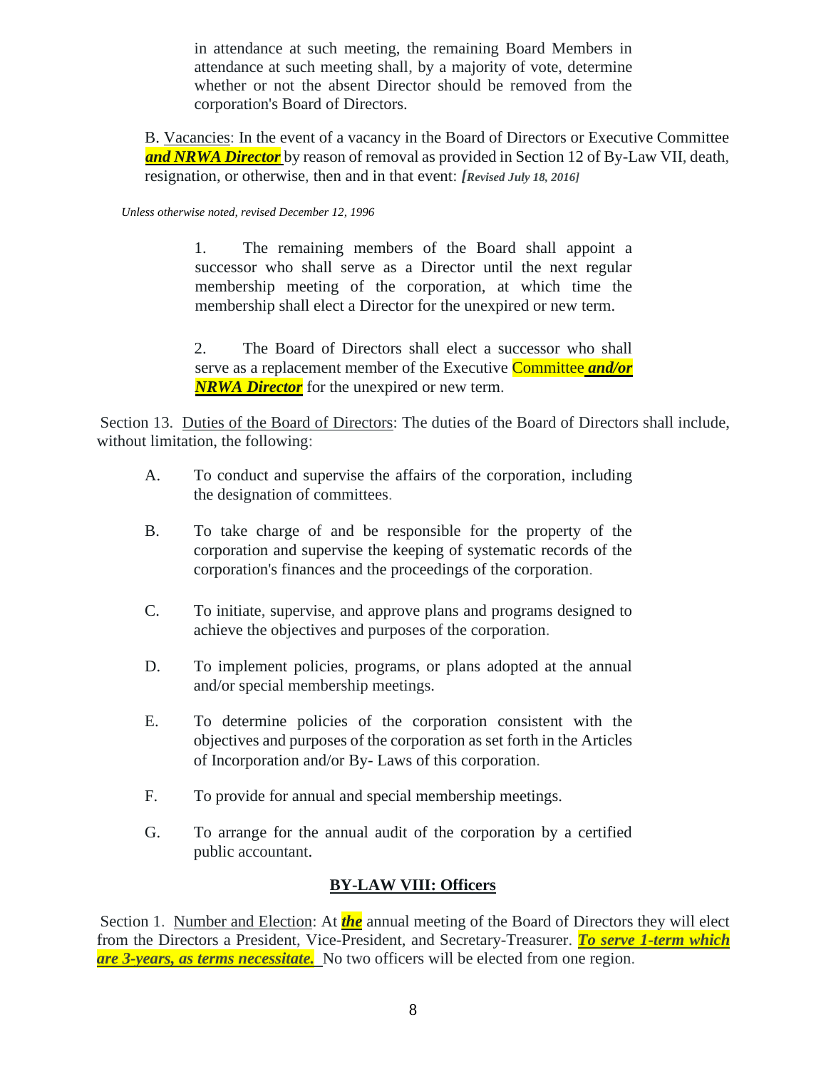in attendance at such meeting, the remaining Board Members in attendance at such meeting shall, by a majority of vote, determine whether or not the absent Director should be removed from the corporation's Board of Directors.

B. Vacancies: In the event of a vacancy in the Board of Directors or Executive Committee ***and NRWA Director*** by reason of removal as provided in Section 12 of By-Law VII, death, resignation, or otherwise, then and in that event: ***[Revised July 18, 2016]***

*Unless otherwise noted, revised December 12, 1996*

1. The remaining members of the Board shall appoint a successor who shall serve as a Director until the next regular membership meeting of the corporation, at which time the membership shall elect a Director for the unexpired or new term.

2. The Board of Directors shall elect a successor who shall serve as a replacement member of the Executive Committee ***and/or NRWA Director*** for the unexpired or new term.

Section 13. Duties of the Board of Directors: The duties of the Board of Directors shall include, without limitation, the following:

A. To conduct and supervise the affairs of the corporation, including the designation of committees.

B. To take charge of and be responsible for the property of the corporation and supervise the keeping of systematic records of the corporation's finances and the proceedings of the corporation.

C. To initiate, supervise, and approve plans and programs designed to achieve the objectives and purposes of the corporation.

D. To implement policies, programs, or plans adopted at the annual and/or special membership meetings.

E. To determine policies of the corporation consistent with the objectives and purposes of the corporation as set forth in the Articles of Incorporation and/or By- Laws of this corporation.

F. To provide for annual and special membership meetings.

G. To arrange for the annual audit of the corporation by a certified public accountant.

## BY-LAW VIII: Officers

Section 1. Number and Election: At ***the*** annual meeting of the Board of Directors they will elect from the Directors a President, Vice-President, and Secretary-Treasurer. ***To serve 1-term which are 3-years, as terms necessitate.*** No two officers will be elected from one region.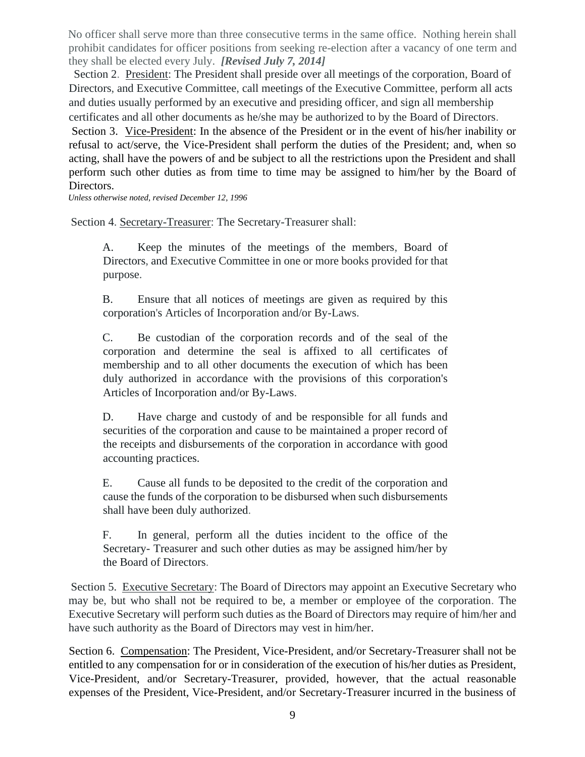No officer shall serve more than three consecutive terms in the same office. Nothing herein shall prohibit candidates for officer positions from seeking re-election after a vacancy of one term and they shall be elected every July. ***[Revised July 7, 2014]***

Section 2. <u>President</u>: The President shall preside over all meetings of the corporation, Board of Directors, and Executive Committee, call meetings of the Executive Committee, perform all acts and duties usually performed by an executive and presiding officer, and sign all membership certificates and all other documents as he/she may be authorized to by the Board of Directors.

Section 3. <u>Vice-President</u>: In the absence of the President or in the event of his/her inability or refusal to act/serve, the Vice-President shall perform the duties of the President; and, when so acting, shall have the powers of and be subject to all the restrictions upon the President and shall perform such other duties as from time to time may be assigned to him/her by the Board of Directors.

*Unless otherwise noted, revised December 12, 1996*

Section 4. <u>Secretary-Treasurer</u>: The Secretary-Treasurer shall:

A. Keep the minutes of the meetings of the members, Board of Directors, and Executive Committee in one or more books provided for that purpose.

B. Ensure that all notices of meetings are given as required by this corporation's Articles of Incorporation and/or By-Laws.

C. Be custodian of the corporation records and of the seal of the corporation and determine the seal is affixed to all certificates of membership and to all other documents the execution of which has been duly authorized in accordance with the provisions of this corporation's Articles of Incorporation and/or By-Laws.

D. Have charge and custody of and be responsible for all funds and securities of the corporation and cause to be maintained a proper record of the receipts and disbursements of the corporation in accordance with good accounting practices.

E. Cause all funds to be deposited to the credit of the corporation and cause the funds of the corporation to be disbursed when such disbursements shall have been duly authorized.

F. In general, perform all the duties incident to the office of the Secretary- Treasurer and such other duties as may be assigned him/her by the Board of Directors.

Section 5. <u>Executive Secretary</u>: The Board of Directors may appoint an Executive Secretary who may be, but who shall not be required to be, a member or employee of the corporation. The Executive Secretary will perform such duties as the Board of Directors may require of him/her and have such authority as the Board of Directors may vest in him/her.

Section 6. <u>Compensation</u>: The President, Vice-President, and/or Secretary-Treasurer shall not be entitled to any compensation for or in consideration of the execution of his/her duties as President, Vice-President, and/or Secretary-Treasurer, provided, however, that the actual reasonable expenses of the President, Vice-President, and/or Secretary-Treasurer incurred in the business of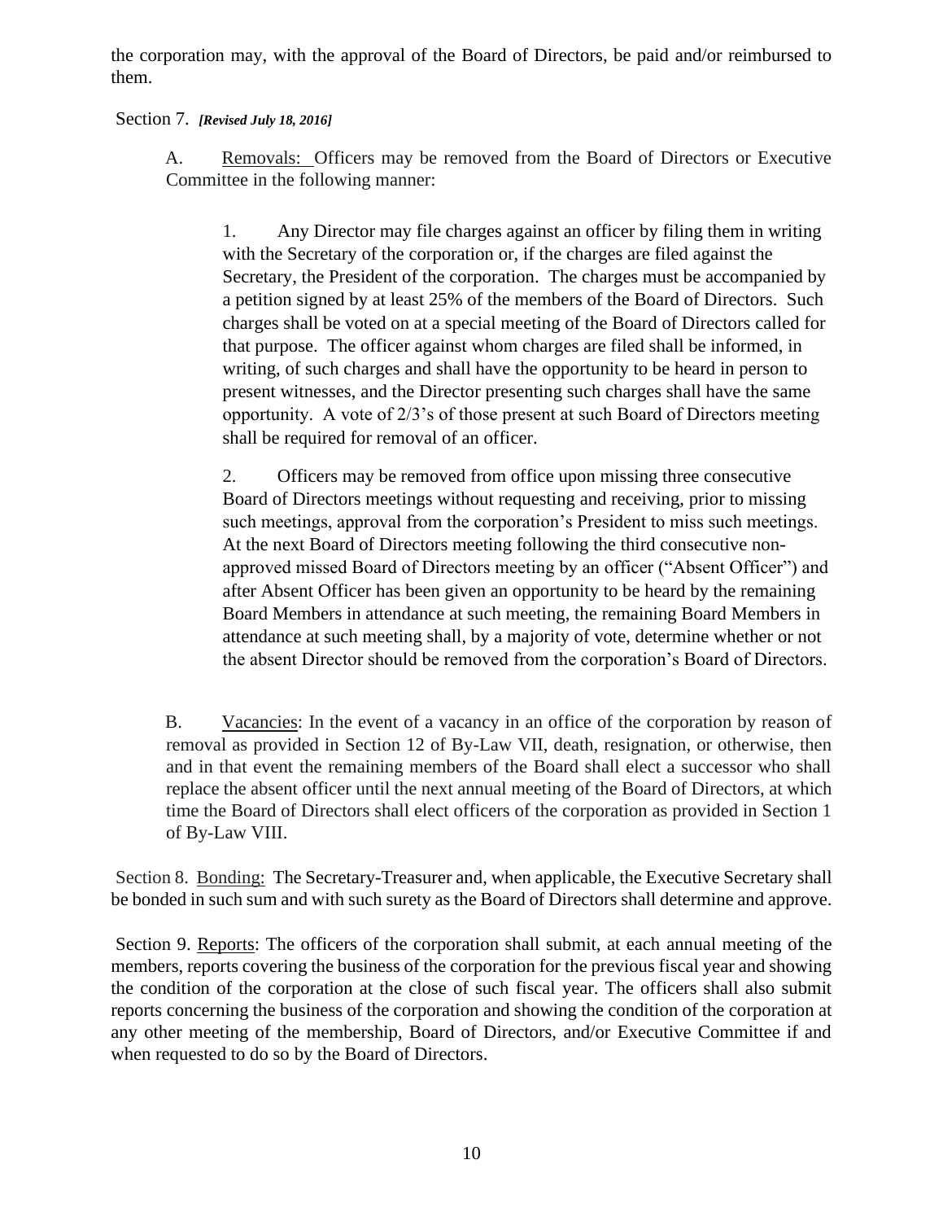the corporation may, with the approval of the Board of Directors, be paid and/or reimbursed to them.

Section 7. ***[Revised July 18, 2016]***

A. Removals: Officers may be removed from the Board of Directors or Executive Committee in the following manner:

1. Any Director may file charges against an officer by filing them in writing with the Secretary of the corporation or, if the charges are filed against the Secretary, the President of the corporation. The charges must be accompanied by a petition signed by at least 25% of the members of the Board of Directors. Such charges shall be voted on at a special meeting of the Board of Directors called for that purpose. The officer against whom charges are filed shall be informed, in writing, of such charges and shall have the opportunity to be heard in person to present witnesses, and the Director presenting such charges shall have the same opportunity. A vote of 2/3's of those present at such Board of Directors meeting shall be required for removal of an officer.

2. Officers may be removed from office upon missing three consecutive Board of Directors meetings without requesting and receiving, prior to missing such meetings, approval from the corporation's President to miss such meetings. At the next Board of Directors meeting following the third consecutive non-approved missed Board of Directors meeting by an officer ("Absent Officer") and after Absent Officer has been given an opportunity to be heard by the remaining Board Members in attendance at such meeting, the remaining Board Members in attendance at such meeting shall, by a majority of vote, determine whether or not the absent Director should be removed from the corporation's Board of Directors.

B. Vacancies: In the event of a vacancy in an office of the corporation by reason of removal as provided in Section 12 of By-Law VII, death, resignation, or otherwise, then and in that event the remaining members of the Board shall elect a successor who shall replace the absent officer until the next annual meeting of the Board of Directors, at which time the Board of Directors shall elect officers of the corporation as provided in Section 1 of By-Law VIII.

Section 8. Bonding: The Secretary-Treasurer and, when applicable, the Executive Secretary shall be bonded in such sum and with such surety as the Board of Directors shall determine and approve.

Section 9. Reports: The officers of the corporation shall submit, at each annual meeting of the members, reports covering the business of the corporation for the previous fiscal year and showing the condition of the corporation at the close of such fiscal year. The officers shall also submit reports concerning the business of the corporation and showing the condition of the corporation at any other meeting of the membership, Board of Directors, and/or Executive Committee if and when requested to do so by the Board of Directors.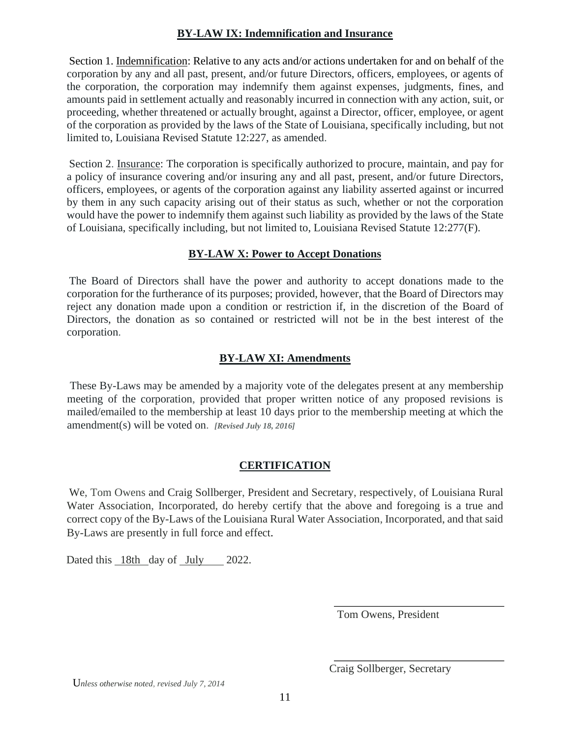## BY-LAW IX: Indemnification and Insurance

Section 1. Indemnification: Relative to any acts and/or actions undertaken for and on behalf of the corporation by any and all past, present, and/or future Directors, officers, employees, or agents of the corporation, the corporation may indemnify them against expenses, judgments, fines, and amounts paid in settlement actually and reasonably incurred in connection with any action, suit, or proceeding, whether threatened or actually brought, against a Director, officer, employee, or agent of the corporation as provided by the laws of the State of Louisiana, specifically including, but not limited to, Louisiana Revised Statute 12:227, as amended.

Section 2. Insurance: The corporation is specifically authorized to procure, maintain, and pay for a policy of insurance covering and/or insuring any and all past, present, and/or future Directors, officers, employees, or agents of the corporation against any liability asserted against or incurred by them in any such capacity arising out of their status as such, whether or not the corporation would have the power to indemnify them against such liability as provided by the laws of the State of Louisiana, specifically including, but not limited to, Louisiana Revised Statute 12:277(F).

## BY-LAW X: Power to Accept Donations

The Board of Directors shall have the power and authority to accept donations made to the corporation for the furtherance of its purposes; provided, however, that the Board of Directors may reject any donation made upon a condition or restriction if, in the discretion of the Board of Directors, the donation as so contained or restricted will not be in the best interest of the corporation.

## BY-LAW XI: Amendments

These By-Laws may be amended by a majority vote of the delegates present at any membership meeting of the corporation, provided that proper written notice of any proposed revisions is mailed/emailed to the membership at least 10 days prior to the membership meeting at which the amendment(s) will be voted on. ***[Revised July 18, 2016]***

## CERTIFICATION

We, Tom Owens and Craig Sollberger, President and Secretary, respectively, of Louisiana Rural Water Association, Incorporated, do hereby certify that the above and foregoing is a true and correct copy of the By-Laws of the Louisiana Rural Water Association, Incorporated, and that said By-Laws are presently in full force and effect.

Dated this 18th day of July 2022.

\_\_\_\_\_\_\_\_\_\_\_\_\_\_\_\_\_\_\_\_\_\_\_\_\_\_\_\_\_\_
Tom Owens, President

\_\_\_\_\_\_\_\_\_\_\_\_\_\_\_\_\_\_\_\_\_\_\_\_\_\_\_\_\_\_
Craig Sollberger, Secretary

*Unless otherwise noted, revised July 7, 2014*